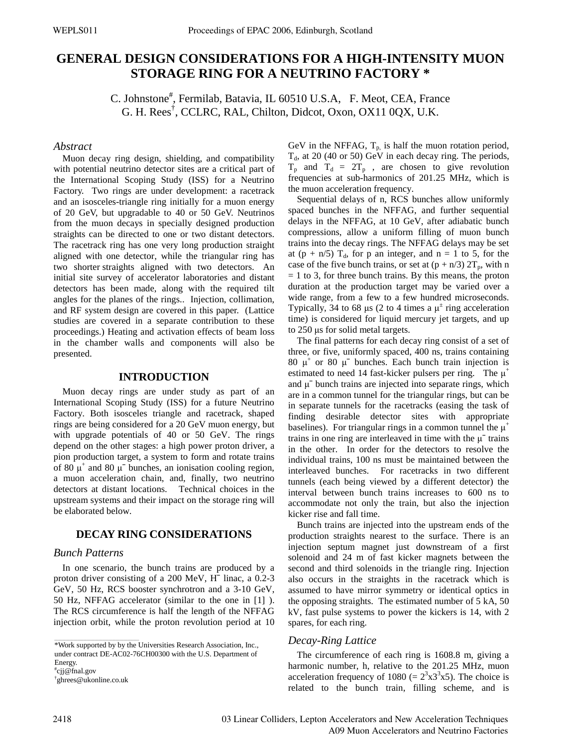# GENERAL DESIGN CONSIDERATIONS FOR A HIGH-INTENSITY MUON STORAGE RING FOR A NEUTRINO FACTORY *

C. Johnstone[#], Fermilab, Batavia, IL 60510 U.S.A, F. Meot, CEA, France
G. H. Rees[†], CCLRC, RAL, Chilton, Didcot, Oxon, OX11 0QX, U.K.

### *Abstract*

Muon decay ring design, shielding, and compatibility with potential neutrino detector sites are a critical part of the International Scoping Study (ISS) for a Neutrino Factory. Two rings are under development: a racetrack and an isosceles-triangle ring initially for a muon energy of 20 GeV, but upgradable to 40 or 50 GeV. Neutrinos from the muon decays in specially designed production straights can be directed to one or two distant detectors. The racetrack ring has one very long production straight aligned with one detector, while the triangular ring has two shorter straights aligned with two detectors. An initial site survey of accelerator laboratories and distant detectors has been made, along with the required tilt angles for the planes of the rings.. Injection, collimation, and RF system design are covered in this paper. (Lattice studies are covered in a separate contribution to these proceedings.) Heating and activation effects of beam loss in the chamber walls and components will also be presented.

## INTRODUCTION

Muon decay rings are under study as part of an International Scoping Study (ISS) for a future Neutrino Factory. Both isosceles triangle and racetrack, shaped rings are being considered for a 20 GeV muon energy, but with upgrade potentials of 40 or 50 GeV. The rings depend on the other stages: a high power proton driver, a pion production target, a system to form and rotate trains of 80 $\mu^+$ and 80 $\mu^-$ bunches, an ionisation cooling region, a muon acceleration chain, and, finally, two neutrino detectors at distant locations. Technical choices in the upstream systems and their impact on the storage ring will be elaborated below.

## DECAY RING CONSIDERATIONS

### *Bunch Patterns*

In one scenario, the bunch trains are produced by a proton driver consisting of a 200 MeV, $H^-$ linac, a 0.2-3 GeV, 50 Hz, RCS booster synchrotron and a 3-10 GeV, 50 Hz, NFFAG accelerator (similar to the one in [1] ). The RCS circumference is half the length of the NFFAG injection orbit, while the proton revolution period at 10 GeV in the NFFAG, $T_p$, is half the muon rotation period, $T_d$, at 20 (40 or 50) GeV in each decay ring. The periods, $T_p$ and $T_d = 2T_p$ , are chosen to give revolution frequencies at sub-harmonics of 201.25 MHz, which is the muon acceleration frequency.

Sequential delays of n, RCS bunches allow uniformly spaced bunches in the NFFAG, and further sequential delays in the NFFAG, at 10 GeV, after adiabatic bunch compressions, allow a uniform filling of muon bunch trains into the decay rings. The NFFAG delays may be set at (p + n/5) $T_d$, for p an integer, and n = 1 to 5, for the case of the five bunch trains, or set at (p + n/3) $2T_p$, with n = 1 to 3, for three bunch trains. By this means, the proton duration at the production target may be varied over a wide range, from a few to a few hundred microseconds. Typically, 34 to 68 μs (2 to 4 times a $\mu^\pm$ ring acceleration time) is considered for liquid mercury jet targets, and up to 250 μs for solid metal targets.

The final patterns for each decay ring consist of a set of three, or five, uniformly spaced, 400 ns, trains containing 80 $\mu^+$ or 80 $\mu^-$ bunches. Each bunch train injection is estimated to need 14 fast-kicker pulsers per ring. The $\mu^+$ and $\mu^-$ bunch trains are injected into separate rings, which are in a common tunnel for the triangular rings, but can be in separate tunnels for the racetracks (easing the task of finding desirable detector sites with appropriate baselines). For triangular rings in a common tunnel the $\mu^+$ trains in one ring are interleaved in time with the $\mu^-$ trains in the other. In order for the detectors to resolve the individual trains, 100 ns must be maintained between the interleaved bunches. For racetracks in two different tunnels (each being viewed by a different detector) the interval between bunch trains increases to 600 ns to accommodate not only the train, but also the injection kicker rise and fall time.

Bunch trains are injected into the upstream ends of the production straights nearest to the surface. There is an injection septum magnet just downstream of a first solenoid and 24 m of fast kicker magnets between the second and third solenoids in the triangle ring. Injection also occurs in the straights in the racetrack which is assumed to have mirror symmetry or identical optics in the opposing straights. The estimated number of 5 kA, 50 kV, fast pulse systems to power the kickers is 14, with 2 spares, for each ring.

### *Decay-Ring Lattice*

The circumference of each ring is 1608.8 m, giving a harmonic number, h, relative to the 201.25 MHz, muon acceleration frequency of 1080 (= $2^3 x 3^3 x 5$). The choice is related to the bunch train, filling scheme, and is

---

*Work supported by by the Universities Research Association, Inc., under contract DE-AC02-76CH00300 with the U.S. Department of Energy.
[#]cjj@fnal.gov
[†]ghrees@ukonline.co.uk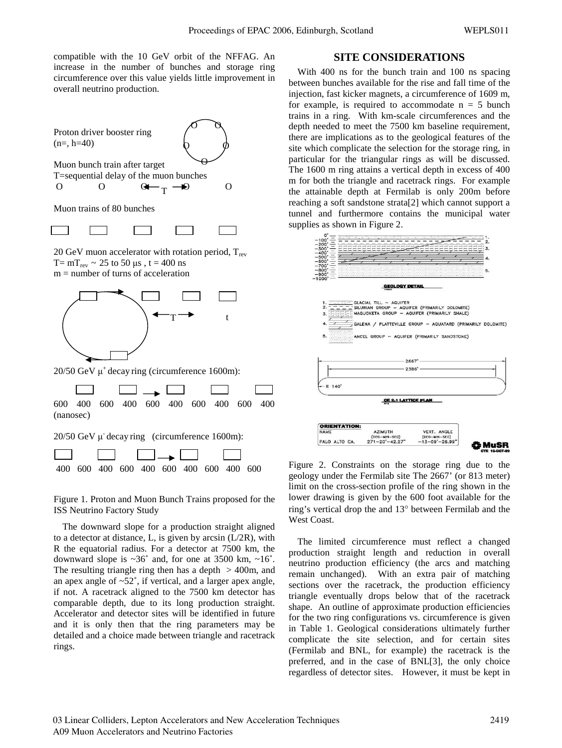compatible with the 10 GeV orbit of the NFFAG. An increase in the number of bunches and storage ring circumference over this value yields little improvement in overall neutrino production.

Proton driver booster ring (n=, h=40)

Muon bunch train after target
T=sequential delay of the muon bunches

Muon trains of 80 bunches

20 GeV muon accelerator with rotation period, $T_{rev}$
T= $mT_{rev}$ ~ 25 to 50 μs , t = 400 ns
m = number of turns of acceleration

20/50 GeV $\mu^+$ decay ring (circumference 1600m):

600 400 600 400 600 400 600 400 600 400 (nanosec)

20/50 GeV $\mu^-$ decay ring (circumference 1600m):

400 600 400 600 400 600 400 600 400 600

Figure 1. Proton and Muon Bunch Trains proposed for the ISS Neutrino Factory Study

The downward slope for a production straight aligned to a detector at distance, L, is given by arcsin (L/2R), with R the equatorial radius. For a detector at 7500 km, the downward slope is ~36˚ and, for one at 3500 km, ~16˚. The resulting triangle ring then has a depth > 400m, and an apex angle of ~52˚, if vertical, and a larger apex angle, if not. A racetrack aligned to the 7500 km detector has comparable depth, due to its long production straight. Accelerator and detector sites will be identified in future and it is only then that the ring parameters may be detailed and a choice made between triangle and racetrack rings.

## SITE CONSIDERATIONS

With 400 ns for the bunch train and 100 ns spacing between bunches available for the rise and fall time of the injection, fast kicker magnets, a circumference of 1609 m, for example, is required to accommodate n = 5 bunch trains in a ring. With km-scale circumferences and the depth needed to meet the 7500 km baseline requirement, there are implications as to the geological features of the site which complicate the selection for the storage ring, in particular for the triangular rings as will be discussed. The 1600 m ring attains a vertical depth in excess of 400 m for both the triangle and racetrack rings. For example the attainable depth at Fermilab is only 200m before reaching a soft sandstone strata[2] which cannot support a tunnel and furthermore contains the municipal water supplies as shown in Figure 2.

Figure 2. Constraints on the storage ring due to the geology under the Fermilab site The 2667' (or 813 meter) limit on the cross-section profile of the ring shown in the lower drawing is given by the 600 foot available for the ring's vertical drop the and 13° between Fermilab and the West Coast.

The limited circumference must reflect a changed production straight length and reduction in overall neutrino production efficiency (the arcs and matching remain unchanged). With an extra pair of matching sections over the racetrack, the production efficiency triangle eventually drops below that of the racetrack shape. An outline of approximate production efficiencies for the two ring configurations vs. circumference is given in Table 1. Geological considerations ultimately further complicate the site selection, and for certain sites (Fermilab and BNL, for example) the racetrack is the preferred, and in the case of BNL[3], the only choice regardless of detector sites. However, it must be kept in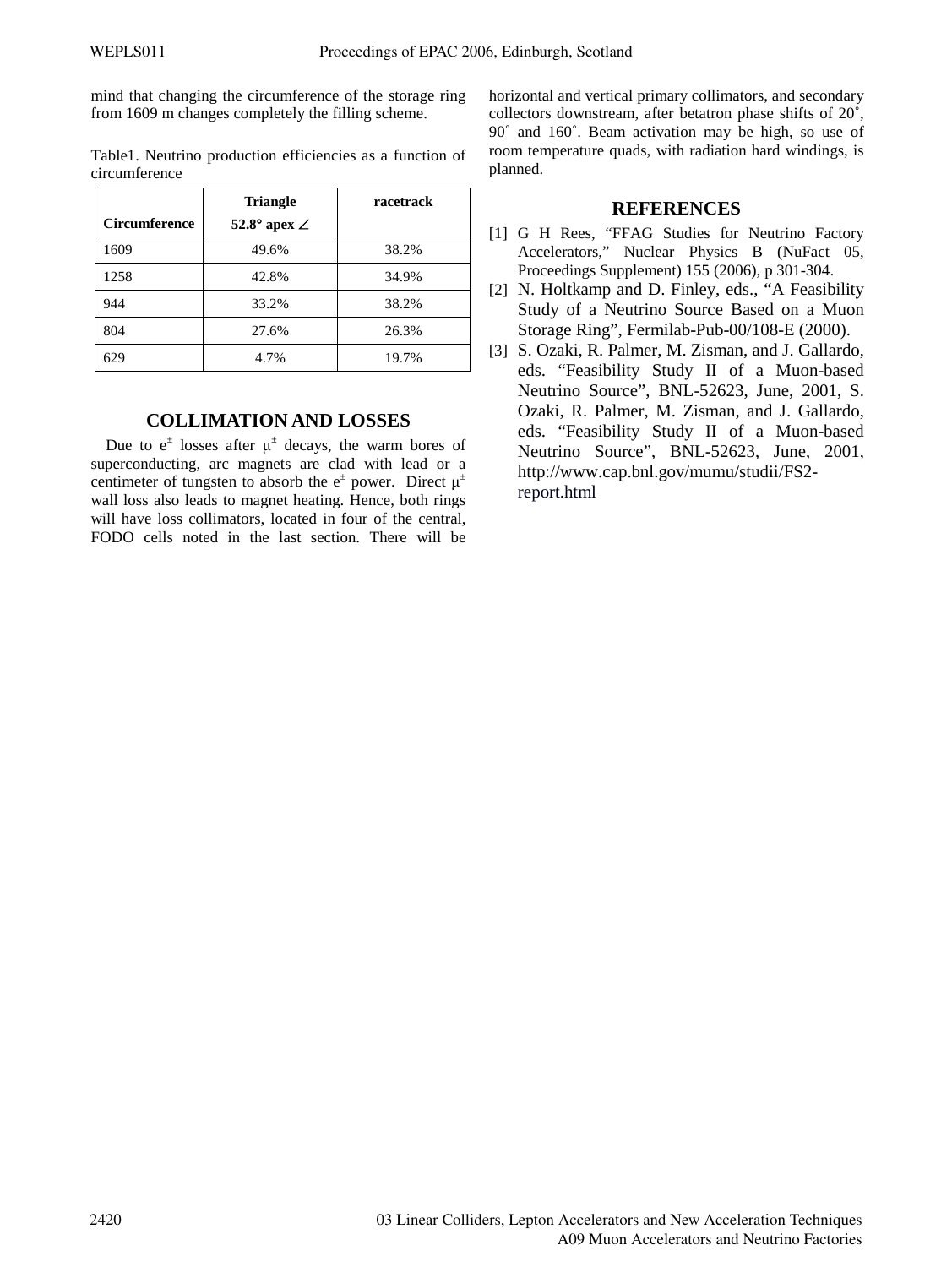mind that changing the circumference of the storage ring from 1609 m changes completely the filling scheme.

Table1. Neutrino production efficiencies as a function of circumference

| Circumference | Triangle 52.8° apex ∠ | racetrack |
|---|---|---|
| 1609 | 49.6% | 38.2% |
| 1258 | 42.8% | 34.9% |
| 944 | 33.2% | 38.2% |
| 804 | 27.6% | 26.3% |
| 629 | 4.7% | 19.7% |

## COLLIMATION AND LOSSES

Due to $e^{\pm}$ losses after $\mu^{\pm}$ decays, the warm bores of superconducting, arc magnets are clad with lead or a centimeter of tungsten to absorb the $e^{\pm}$ power. Direct $\mu^{\pm}$ wall loss also leads to magnet heating. Hence, both rings will have loss collimators, located in four of the central, FODO cells noted in the last section. There will be horizontal and vertical primary collimators, and secondary collectors downstream, after betatron phase shifts of 20˚, 90˚ and 160˚. Beam activation may be high, so use of room temperature quads, with radiation hard windings, is planned.

## REFERENCES

[1] G H Rees, "FFAG Studies for Neutrino Factory Accelerators," Nuclear Physics B (NuFact 05, Proceedings Supplement) 155 (2006), p 301-304.

[2] N. Holtkamp and D. Finley, eds., "A Feasibility Study of a Neutrino Source Based on a Muon Storage Ring", Fermilab-Pub-00/108-E (2000).

[3] S. Ozaki, R. Palmer, M. Zisman, and J. Gallardo, eds. "Feasibility Study II of a Muon-based Neutrino Source", BNL-52623, June, 2001, S. Ozaki, R. Palmer, M. Zisman, and J. Gallardo, eds. "Feasibility Study II of a Muon-based Neutrino Source", BNL-52623, June, 2001, http://www.cap.bnl.gov/mumu/studii/FS2-report.html